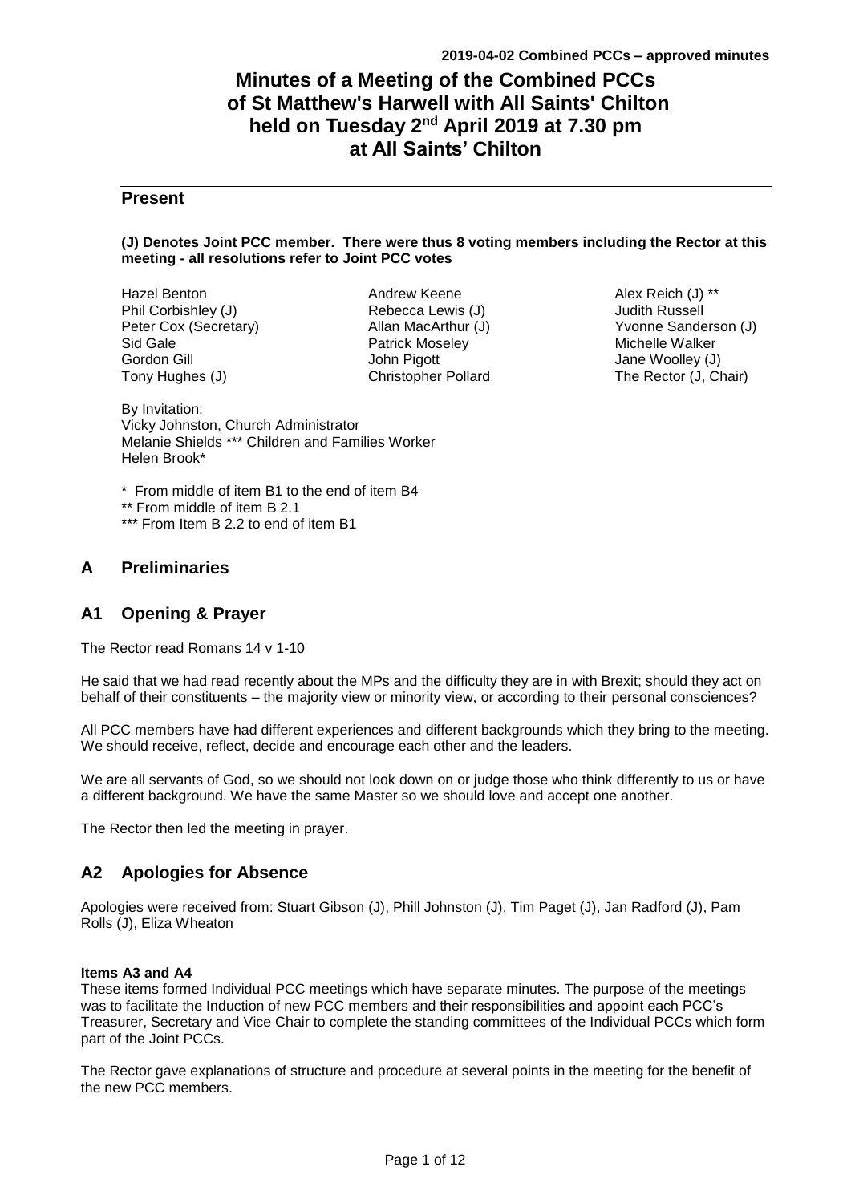# Minutes of a Meeting of the Combined PCCs of St Matthew's Harwell with All Saints' Chilton held on Tuesday 2nd April 2019 at 7.30 pm at All Saints' Chilton

## Present

**(J) Denotes Joint PCC member. There were thus 8 voting members including the Rector at this meeting - all resolutions refer to Joint PCC votes**

Hazel Benton
Phil Corbishley (J)
Peter Cox (Secretary)
Sid Gale
Gordon Gill
Tony Hughes (J)
Andrew Keene
Rebecca Lewis (J)
Allan MacArthur (J)
Patrick Moseley
John Pigott
Christopher Pollard
Alex Reich (J) **
Judith Russell
Yvonne Sanderson (J)
Michelle Walker
Jane Woolley (J)
The Rector (J, Chair)

By Invitation:
Vicky Johnston, Church Administrator
Melanie Shields *** Children and Families Worker
Helen Brook*

\* From middle of item B1 to the end of item B4
\** From middle of item B 2.1
\*** From Item B 2.2 to end of item B1

## A Preliminaries

## A1 Opening & Prayer

The Rector read Romans 14 v 1-10

He said that we had read recently about the MPs and the difficulty they are in with Brexit; should they act on behalf of their constituents – the majority view or minority view, or according to their personal consciences?

All PCC members have had different experiences and different backgrounds which they bring to the meeting. We should receive, reflect, decide and encourage each other and the leaders.

We are all servants of God, so we should not look down on or judge those who think differently to us or have a different background. We have the same Master so we should love and accept one another.

The Rector then led the meeting in prayer.

## A2 Apologies for Absence

Apologies were received from: Stuart Gibson (J), Phill Johnston (J), Tim Paget (J), Jan Radford (J), Pam Rolls (J), Eliza Wheaton

**Items A3 and A4**
These items formed Individual PCC meetings which have separate minutes. The purpose of the meetings was to facilitate the Induction of new PCC members and their responsibilities and appoint each PCC's Treasurer, Secretary and Vice Chair to complete the standing committees of the Individual PCCs which form part of the Joint PCCs.

The Rector gave explanations of structure and procedure at several points in the meeting for the benefit of the new PCC members.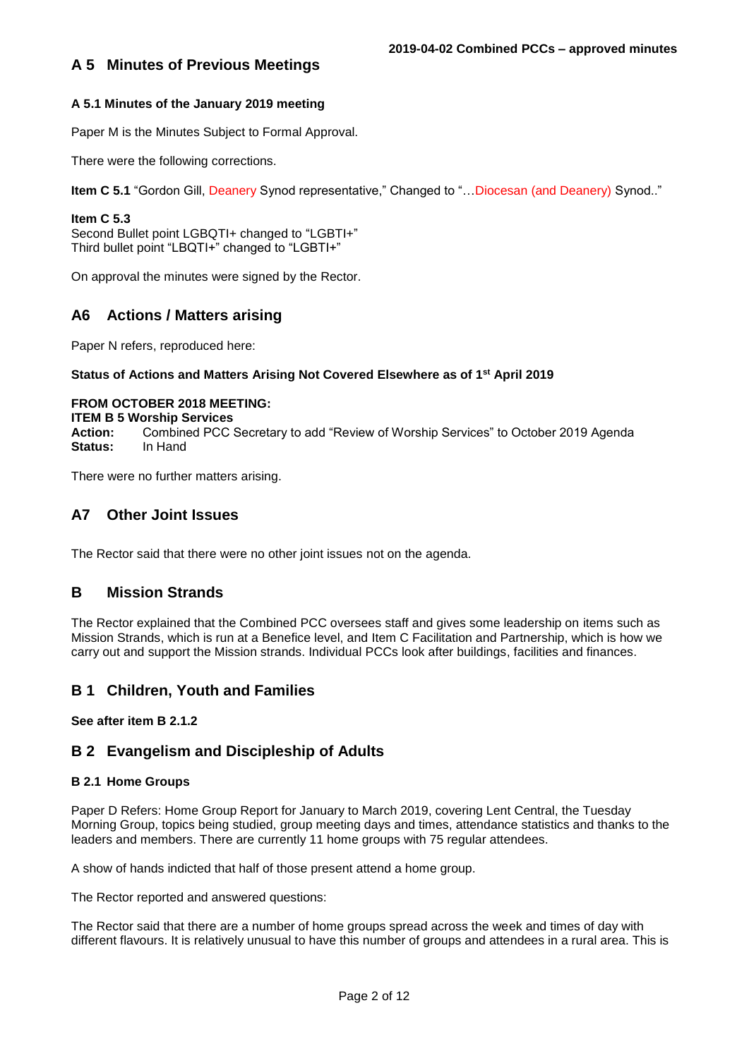## A 5 Minutes of Previous Meetings

### A 5.1 Minutes of the January 2019 meeting

Paper M is the Minutes Subject to Formal Approval.

There were the following corrections.

**Item C 5.1** "Gordon Gill, Deanery Synod representative," Changed to "…Diocesan (and Deanery) Synod.."

**Item C 5.3**
Second Bullet point LGBQTI+ changed to "LGBTI+"
Third bullet point "LBQTI+" changed to "LGBTI+"

On approval the minutes were signed by the Rector.

## A6 Actions / Matters arising

Paper N refers, reproduced here:

**Status of Actions and Matters Arising Not Covered Elsewhere as of 1st April 2019**

**FROM OCTOBER 2018 MEETING:**
**ITEM B 5 Worship Services**
**Action:** Combined PCC Secretary to add "Review of Worship Services" to October 2019 Agenda
**Status:** In Hand

There were no further matters arising.

## A7 Other Joint Issues

The Rector said that there were no other joint issues not on the agenda.

## B Mission Strands

The Rector explained that the Combined PCC oversees staff and gives some leadership on items such as Mission Strands, which is run at a Benefice level, and Item C Facilitation and Partnership, which is how we carry out and support the Mission strands. Individual PCCs look after buildings, facilities and finances.

## B 1 Children, Youth and Families

**See after item B 2.1.2**

## B 2 Evangelism and Discipleship of Adults

### B 2.1 Home Groups

Paper D Refers: Home Group Report for January to March 2019, covering Lent Central, the Tuesday Morning Group, topics being studied, group meeting days and times, attendance statistics and thanks to the leaders and members. There are currently 11 home groups with 75 regular attendees.

A show of hands indicted that half of those present attend a home group.

The Rector reported and answered questions:

The Rector said that there are a number of home groups spread across the week and times of day with different flavours. It is relatively unusual to have this number of groups and attendees in a rural area. This is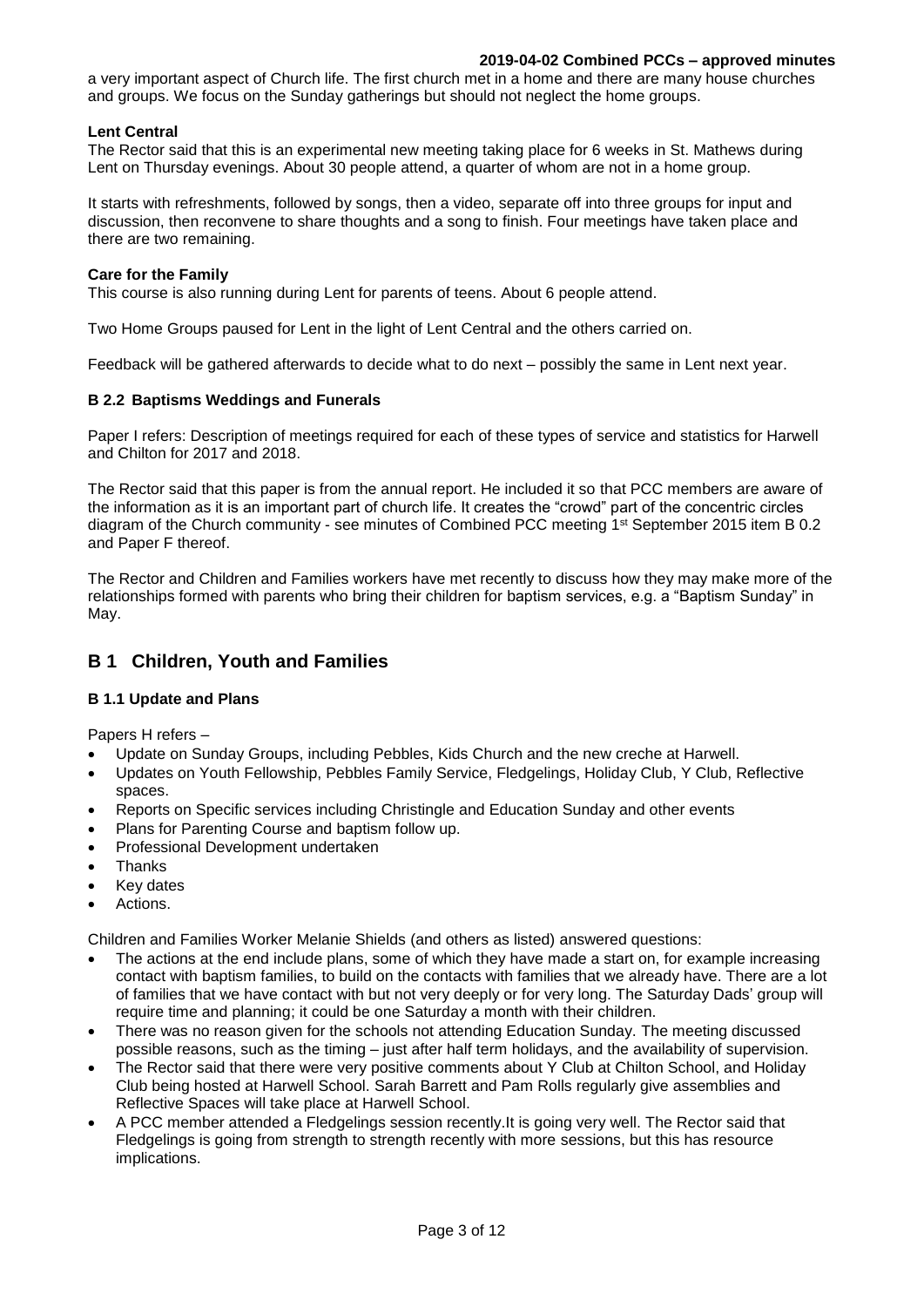a very important aspect of Church life. The first church met in a home and there are many house churches and groups. We focus on the Sunday gatherings but should not neglect the home groups.

**Lent Central**

The Rector said that this is an experimental new meeting taking place for 6 weeks in St. Mathews during Lent on Thursday evenings. About 30 people attend, a quarter of whom are not in a home group.

It starts with refreshments, followed by songs, then a video, separate off into three groups for input and discussion, then reconvene to share thoughts and a song to finish. Four meetings have taken place and there are two remaining.

**Care for the Family**

This course is also running during Lent for parents of teens. About 6 people attend.

Two Home Groups paused for Lent in the light of Lent Central and the others carried on.

Feedback will be gathered afterwards to decide what to do next – possibly the same in Lent next year.

### B 2.2 Baptisms Weddings and Funerals

Paper I refers: Description of meetings required for each of these types of service and statistics for Harwell and Chilton for 2017 and 2018.

The Rector said that this paper is from the annual report. He included it so that PCC members are aware of the information as it is an important part of church life. It creates the "crowd" part of the concentric circles diagram of the Church community - see minutes of Combined PCC meeting 1st September 2015 item B 0.2 and Paper F thereof.

The Rector and Children and Families workers have met recently to discuss how they may make more of the relationships formed with parents who bring their children for baptism services, e.g. a "Baptism Sunday" in May.

## B 1 Children, Youth and Families

### B 1.1 Update and Plans

Papers H refers –

- Update on Sunday Groups, including Pebbles, Kids Church and the new creche at Harwell.
- Updates on Youth Fellowship, Pebbles Family Service, Fledgelings, Holiday Club, Y Club, Reflective spaces.
- Reports on Specific services including Christingle and Education Sunday and other events
- Plans for Parenting Course and baptism follow up.
- Professional Development undertaken
- Thanks
- Key dates
- Actions.

Children and Families Worker Melanie Shields (and others as listed) answered questions:

- The actions at the end include plans, some of which they have made a start on, for example increasing contact with baptism families, to build on the contacts with families that we already have. There are a lot of families that we have contact with but not very deeply or for very long. The Saturday Dads' group will require time and planning; it could be one Saturday a month with their children.
- There was no reason given for the schools not attending Education Sunday. The meeting discussed possible reasons, such as the timing – just after half term holidays, and the availability of supervision.
- The Rector said that there were very positive comments about Y Club at Chilton School, and Holiday Club being hosted at Harwell School. Sarah Barrett and Pam Rolls regularly give assemblies and Reflective Spaces will take place at Harwell School.
- A PCC member attended a Fledgelings session recently.It is going very well. The Rector said that Fledgelings is going from strength to strength recently with more sessions, but this has resource implications.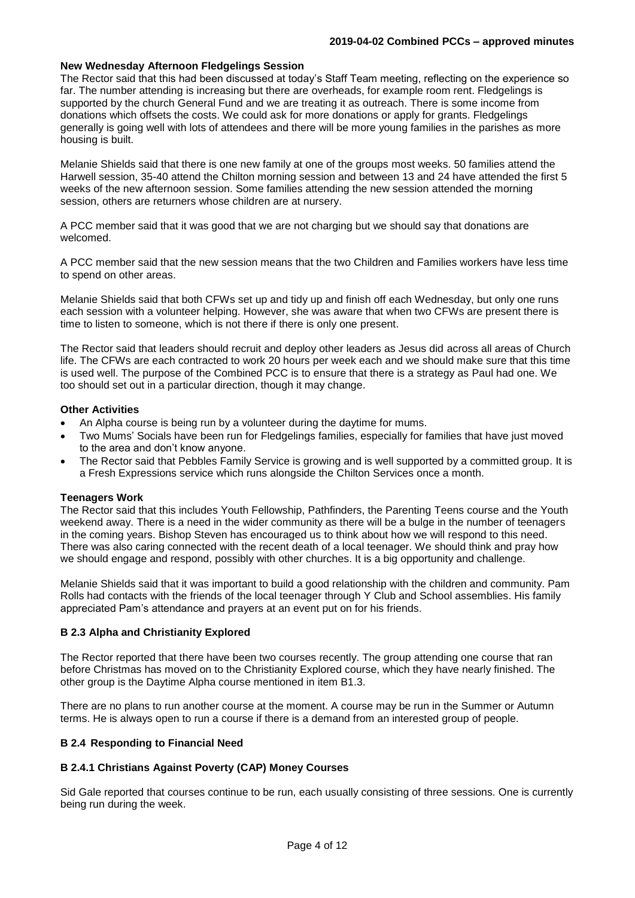**New Wednesday Afternoon Fledgelings Session**

The Rector said that this had been discussed at today's Staff Team meeting, reflecting on the experience so far. The number attending is increasing but there are overheads, for example room rent. Fledgelings is supported by the church General Fund and we are treating it as outreach. There is some income from donations which offsets the costs. We could ask for more donations or apply for grants. Fledgelings generally is going well with lots of attendees and there will be more young families in the parishes as more housing is built.

Melanie Shields said that there is one new family at one of the groups most weeks. 50 families attend the Harwell session, 35-40 attend the Chilton morning session and between 13 and 24 have attended the first 5 weeks of the new afternoon session. Some families attending the new session attended the morning session, others are returners whose children are at nursery.

A PCC member said that it was good that we are not charging but we should say that donations are welcomed.

A PCC member said that the new session means that the two Children and Families workers have less time to spend on other areas.

Melanie Shields said that both CFWs set up and tidy up and finish off each Wednesday, but only one runs each session with a volunteer helping. However, she was aware that when two CFWs are present there is time to listen to someone, which is not there if there is only one present.

The Rector said that leaders should recruit and deploy other leaders as Jesus did across all areas of Church life. The CFWs are each contracted to work 20 hours per week each and we should make sure that this time is used well. The purpose of the Combined PCC is to ensure that there is a strategy as Paul had one. We too should set out in a particular direction, though it may change.

**Other Activities**

- An Alpha course is being run by a volunteer during the daytime for mums.
- Two Mums' Socials have been run for Fledgelings families, especially for families that have just moved to the area and don't know anyone.
- The Rector said that Pebbles Family Service is growing and is well supported by a committed group. It is a Fresh Expressions service which runs alongside the Chilton Services once a month.

**Teenagers Work**

The Rector said that this includes Youth Fellowship, Pathfinders, the Parenting Teens course and the Youth weekend away. There is a need in the wider community as there will be a bulge in the number of teenagers in the coming years. Bishop Steven has encouraged us to think about how we will respond to this need. There was also caring connected with the recent death of a local teenager. We should think and pray how we should engage and respond, possibly with other churches. It is a big opportunity and challenge.

Melanie Shields said that it was important to build a good relationship with the children and community. Pam Rolls had contacts with the friends of the local teenager through Y Club and School assemblies. His family appreciated Pam's attendance and prayers at an event put on for his friends.

### B 2.3 Alpha and Christianity Explored

The Rector reported that there have been two courses recently. The group attending one course that ran before Christmas has moved on to the Christianity Explored course, which they have nearly finished. The other group is the Daytime Alpha course mentioned in item B1.3.

There are no plans to run another course at the moment. A course may be run in the Summer or Autumn terms. He is always open to run a course if there is a demand from an interested group of people.

### B 2.4 Responding to Financial Need

#### B 2.4.1 Christians Against Poverty (CAP) Money Courses

Sid Gale reported that courses continue to be run, each usually consisting of three sessions. One is currently being run during the week.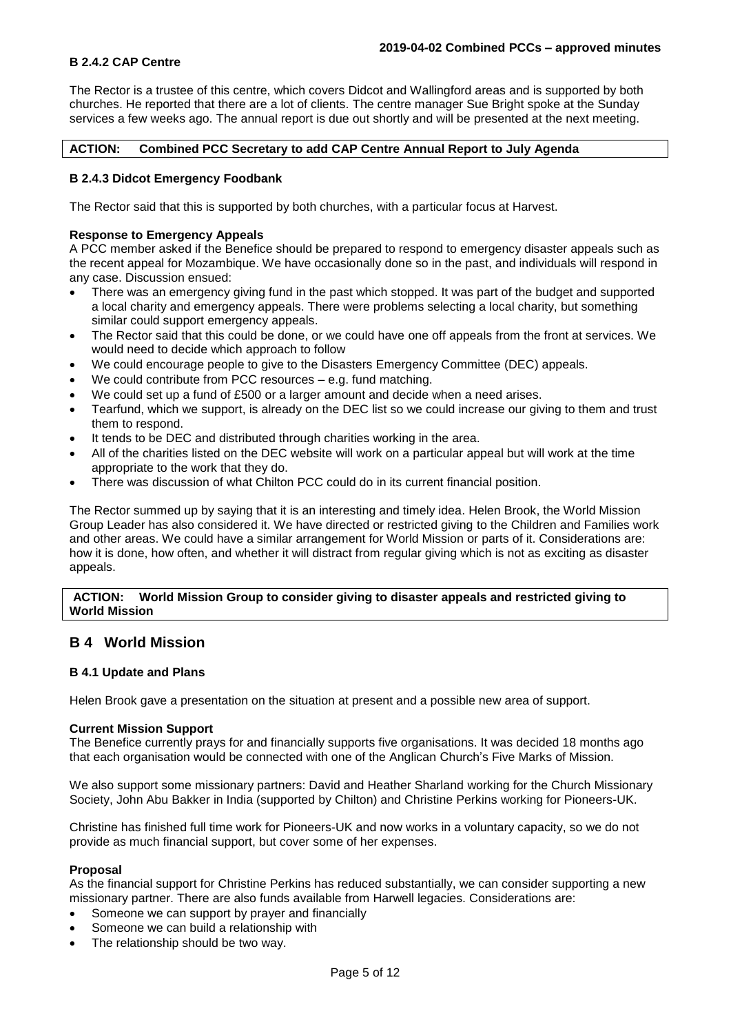#### B 2.4.2 CAP Centre

The Rector is a trustee of this centre, which covers Didcot and Wallingford areas and is supported by both churches. He reported that there are a lot of clients. The centre manager Sue Bright spoke at the Sunday services a few weeks ago. The annual report is due out shortly and will be presented at the next meeting.

**ACTION: Combined PCC Secretary to add CAP Centre Annual Report to July Agenda**

#### B 2.4.3 Didcot Emergency Foodbank

The Rector said that this is supported by both churches, with a particular focus at Harvest.

**Response to Emergency Appeals**

A PCC member asked if the Benefice should be prepared to respond to emergency disaster appeals such as the recent appeal for Mozambique. We have occasionally done so in the past, and individuals will respond in any case. Discussion ensued:

- There was an emergency giving fund in the past which stopped. It was part of the budget and supported a local charity and emergency appeals. There were problems selecting a local charity, but something similar could support emergency appeals.
- The Rector said that this could be done, or we could have one off appeals from the front at services. We would need to decide which approach to follow
- We could encourage people to give to the Disasters Emergency Committee (DEC) appeals.
- We could contribute from PCC resources – e.g. fund matching.
- We could set up a fund of £500 or a larger amount and decide when a need arises.
- Tearfund, which we support, is already on the DEC list so we could increase our giving to them and trust them to respond.
- It tends to be DEC and distributed through charities working in the area.
- All of the charities listed on the DEC website will work on a particular appeal but will work at the time appropriate to the work that they do.
- There was discussion of what Chilton PCC could do in its current financial position.

The Rector summed up by saying that it is an interesting and timely idea. Helen Brook, the World Mission Group Leader has also considered it. We have directed or restricted giving to the Children and Families work and other areas. We could have a similar arrangement for World Mission or parts of it. Considerations are: how it is done, how often, and whether it will distract from regular giving which is not as exciting as disaster appeals.

**ACTION: World Mission Group to consider giving to disaster appeals and restricted giving to World Mission**

## B 4 World Mission

#### B 4.1 Update and Plans

Helen Brook gave a presentation on the situation at present and a possible new area of support.

**Current Mission Support**

The Benefice currently prays for and financially supports five organisations. It was decided 18 months ago that each organisation would be connected with one of the Anglican Church's Five Marks of Mission.

We also support some missionary partners: David and Heather Sharland working for the Church Missionary Society, John Abu Bakker in India (supported by Chilton) and Christine Perkins working for Pioneers-UK.

Christine has finished full time work for Pioneers-UK and now works in a voluntary capacity, so we do not provide as much financial support, but cover some of her expenses.

**Proposal**

As the financial support for Christine Perkins has reduced substantially, we can consider supporting a new missionary partner. There are also funds available from Harwell legacies. Considerations are:

- Someone we can support by prayer and financially
- Someone we can build a relationship with
- The relationship should be two way.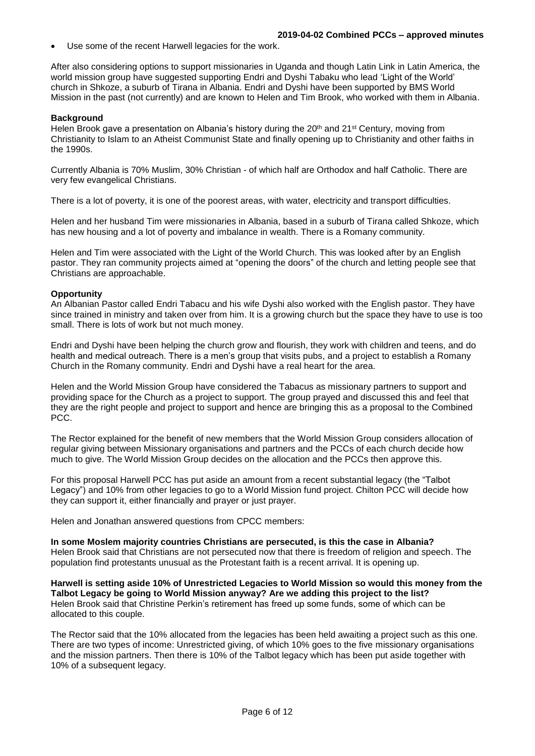- Use some of the recent Harwell legacies for the work.

After also considering options to support missionaries in Uganda and though Latin Link in Latin America, the world mission group have suggested supporting Endri and Dyshi Tabaku who lead 'Light of the World' church in Shkoze, a suburb of Tirana in Albania. Endri and Dyshi have been supported by BMS World Mission in the past (not currently) and are known to Helen and Tim Brook, who worked with them in Albania.

**Background**

Helen Brook gave a presentation on Albania's history during the 20th and 21st Century, moving from Christianity to Islam to an Atheist Communist State and finally opening up to Christianity and other faiths in the 1990s.

Currently Albania is 70% Muslim, 30% Christian - of which half are Orthodox and half Catholic. There are very few evangelical Christians.

There is a lot of poverty, it is one of the poorest areas, with water, electricity and transport difficulties.

Helen and her husband Tim were missionaries in Albania, based in a suburb of Tirana called Shkoze, which has new housing and a lot of poverty and imbalance in wealth. There is a Romany community.

Helen and Tim were associated with the Light of the World Church. This was looked after by an English pastor. They ran community projects aimed at "opening the doors" of the church and letting people see that Christians are approachable.

**Opportunity**

An Albanian Pastor called Endri Tabacu and his wife Dyshi also worked with the English pastor. They have since trained in ministry and taken over from him. It is a growing church but the space they have to use is too small. There is lots of work but not much money.

Endri and Dyshi have been helping the church grow and flourish, they work with children and teens, and do health and medical outreach. There is a men's group that visits pubs, and a project to establish a Romany Church in the Romany community. Endri and Dyshi have a real heart for the area.

Helen and the World Mission Group have considered the Tabacus as missionary partners to support and providing space for the Church as a project to support. The group prayed and discussed this and feel that they are the right people and project to support and hence are bringing this as a proposal to the Combined PCC.

The Rector explained for the benefit of new members that the World Mission Group considers allocation of regular giving between Missionary organisations and partners and the PCCs of each church decide how much to give. The World Mission Group decides on the allocation and the PCCs then approve this.

For this proposal Harwell PCC has put aside an amount from a recent substantial legacy (the "Talbot Legacy") and 10% from other legacies to go to a World Mission fund project. Chilton PCC will decide how they can support it, either financially and prayer or just prayer.

Helen and Jonathan answered questions from CPCC members:

**In some Moslem majority countries Christians are persecuted, is this the case in Albania?**
Helen Brook said that Christians are not persecuted now that there is freedom of religion and speech. The population find protestants unusual as the Protestant faith is a recent arrival. It is opening up.

**Harwell is setting aside 10% of Unrestricted Legacies to World Mission so would this money from the Talbot Legacy be going to World Mission anyway? Are we adding this project to the list?**
Helen Brook said that Christine Perkin's retirement has freed up some funds, some of which can be allocated to this couple.

The Rector said that the 10% allocated from the legacies has been held awaiting a project such as this one. There are two types of income: Unrestricted giving, of which 10% goes to the five missionary organisations and the mission partners. Then there is 10% of the Talbot legacy which has been put aside together with 10% of a subsequent legacy.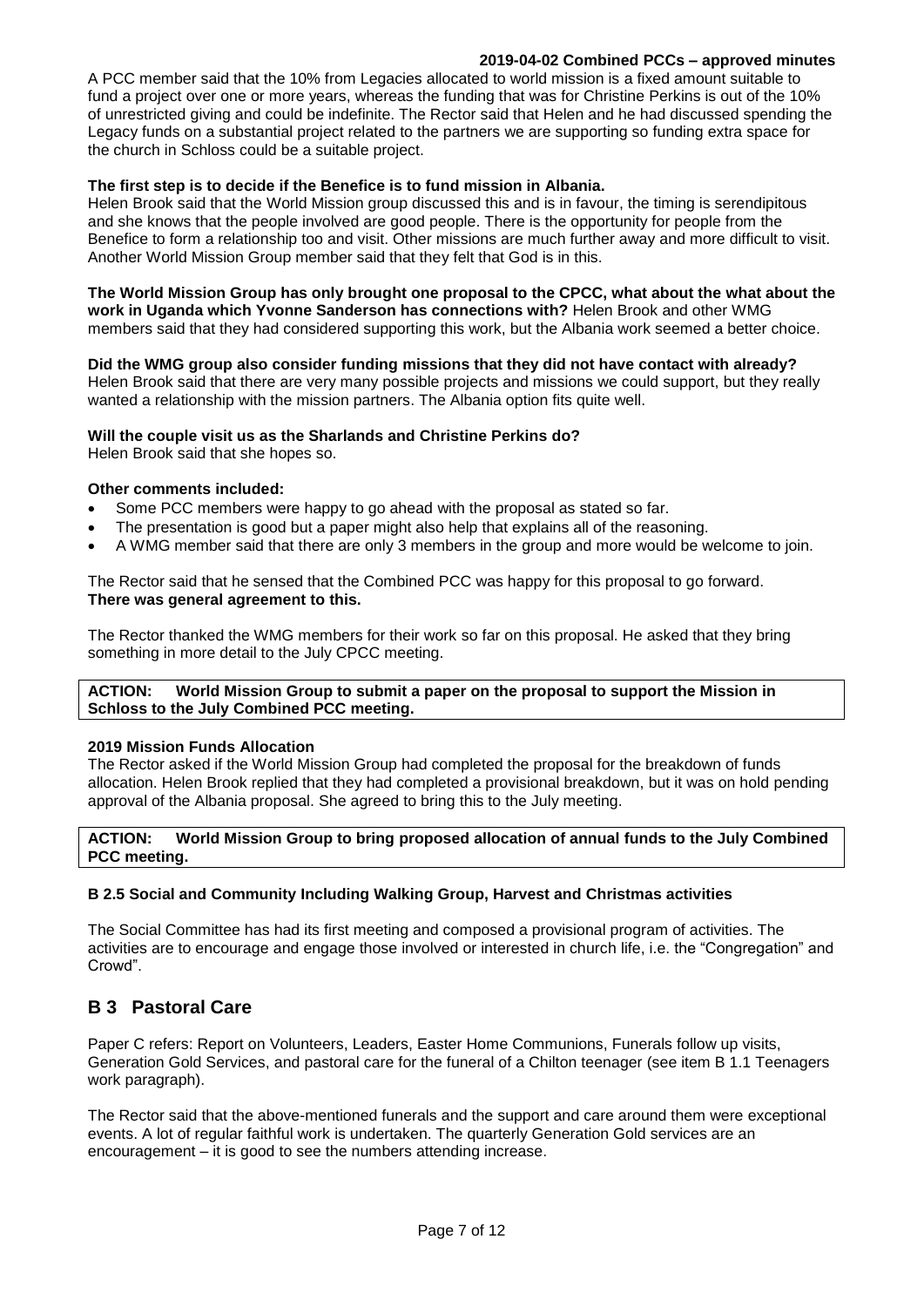A PCC member said that the 10% from Legacies allocated to world mission is a fixed amount suitable to fund a project over one or more years, whereas the funding that was for Christine Perkins is out of the 10% of unrestricted giving and could be indefinite. The Rector said that Helen and he had discussed spending the Legacy funds on a substantial project related to the partners we are supporting so funding extra space for the church in Schloss could be a suitable project.

**The first step is to decide if the Benefice is to fund mission in Albania.**
Helen Brook said that the World Mission group discussed this and is in favour, the timing is serendipitous and she knows that the people involved are good people. There is the opportunity for people from the Benefice to form a relationship too and visit. Other missions are much further away and more difficult to visit. Another World Mission Group member said that they felt that God is in this.

**The World Mission Group has only brought one proposal to the CPCC, what about the what about the work in Uganda which Yvonne Sanderson has connections with?** Helen Brook and other WMG members said that they had considered supporting this work, but the Albania work seemed a better choice.

**Did the WMG group also consider funding missions that they did not have contact with already?**
Helen Brook said that there are very many possible projects and missions we could support, but they really wanted a relationship with the mission partners. The Albania option fits quite well.

**Will the couple visit us as the Sharlands and Christine Perkins do?**
Helen Brook said that she hopes so.

**Other comments included:**

- Some PCC members were happy to go ahead with the proposal as stated so far.
- The presentation is good but a paper might also help that explains all of the reasoning.
- A WMG member said that there are only 3 members in the group and more would be welcome to join.

The Rector said that he sensed that the Combined PCC was happy for this proposal to go forward.
**There was general agreement to this.**

The Rector thanked the WMG members for their work so far on this proposal. He asked that they bring something in more detail to the July CPCC meeting.

**ACTION: World Mission Group to submit a paper on the proposal to support the Mission in Schloss to the July Combined PCC meeting.**

**2019 Mission Funds Allocation**
The Rector asked if the World Mission Group had completed the proposal for the breakdown of funds allocation. Helen Brook replied that they had completed a provisional breakdown, but it was on hold pending approval of the Albania proposal. She agreed to bring this to the July meeting.

**ACTION: World Mission Group to bring proposed allocation of annual funds to the July Combined PCC meeting.**

**B 2.5 Social and Community Including Walking Group, Harvest and Christmas activities**

The Social Committee has had its first meeting and composed a provisional program of activities. The activities are to encourage and engage those involved or interested in church life, i.e. the "Congregation" and Crowd".

## B 3 Pastoral Care

Paper C refers: Report on Volunteers, Leaders, Easter Home Communions, Funerals follow up visits, Generation Gold Services, and pastoral care for the funeral of a Chilton teenager (see item B 1.1 Teenagers work paragraph).

The Rector said that the above-mentioned funerals and the support and care around them were exceptional events. A lot of regular faithful work is undertaken. The quarterly Generation Gold services are an encouragement – it is good to see the numbers attending increase.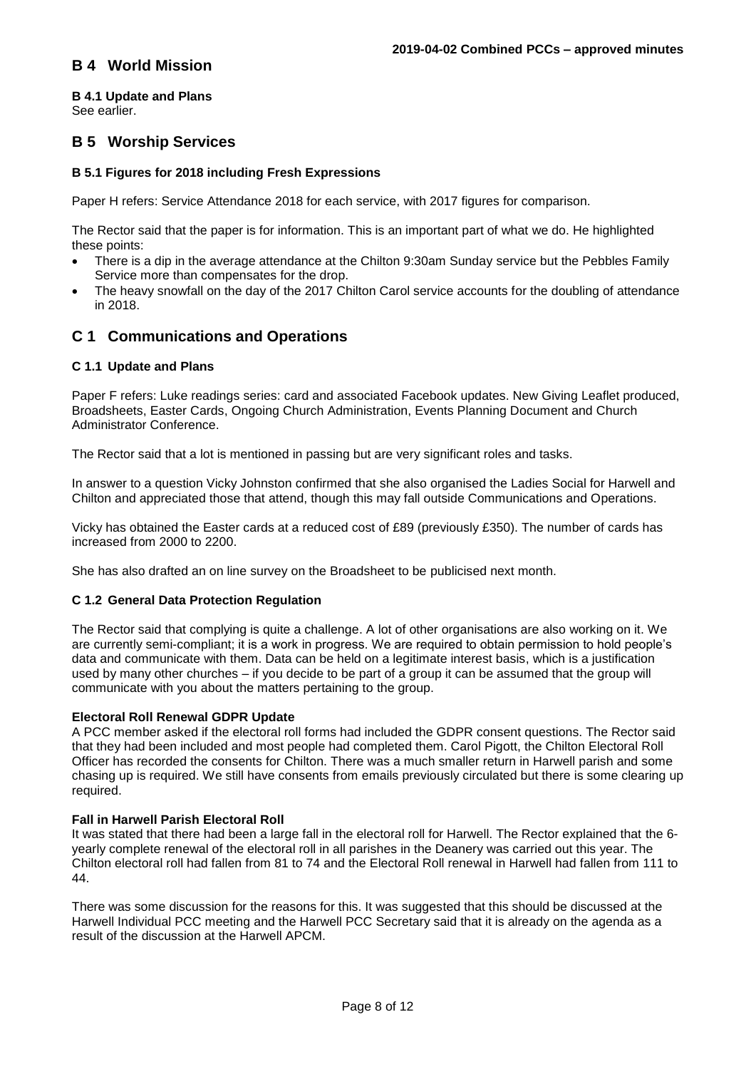## B 4 World Mission

**B 4.1 Update and Plans**
See earlier.

## B 5 Worship Services

### B 5.1 Figures for 2018 including Fresh Expressions

Paper H refers: Service Attendance 2018 for each service, with 2017 figures for comparison.

The Rector said that the paper is for information. This is an important part of what we do. He highlighted these points:

- There is a dip in the average attendance at the Chilton 9:30am Sunday service but the Pebbles Family Service more than compensates for the drop.
- The heavy snowfall on the day of the 2017 Chilton Carol service accounts for the doubling of attendance in 2018.

## C 1 Communications and Operations

### C 1.1 Update and Plans

Paper F refers: Luke readings series: card and associated Facebook updates. New Giving Leaflet produced, Broadsheets, Easter Cards, Ongoing Church Administration, Events Planning Document and Church Administrator Conference.

The Rector said that a lot is mentioned in passing but are very significant roles and tasks.

In answer to a question Vicky Johnston confirmed that she also organised the Ladies Social for Harwell and Chilton and appreciated those that attend, though this may fall outside Communications and Operations.

Vicky has obtained the Easter cards at a reduced cost of £89 (previously £350). The number of cards has increased from 2000 to 2200.

She has also drafted an on line survey on the Broadsheet to be publicised next month.

### C 1.2 General Data Protection Regulation

The Rector said that complying is quite a challenge. A lot of other organisations are also working on it. We are currently semi-compliant; it is a work in progress. We are required to obtain permission to hold people's data and communicate with them. Data can be held on a legitimate interest basis, which is a justification used by many other churches – if you decide to be part of a group it can be assumed that the group will communicate with you about the matters pertaining to the group.

**Electoral Roll Renewal GDPR Update**
A PCC member asked if the electoral roll forms had included the GDPR consent questions. The Rector said that they had been included and most people had completed them. Carol Pigott, the Chilton Electoral Roll Officer has recorded the consents for Chilton. There was a much smaller return in Harwell parish and some chasing up is required. We still have consents from emails previously circulated but there is some clearing up required.

**Fall in Harwell Parish Electoral Roll**
It was stated that there had been a large fall in the electoral roll for Harwell. The Rector explained that the 6-yearly complete renewal of the electoral roll in all parishes in the Deanery was carried out this year. The Chilton electoral roll had fallen from 81 to 74 and the Electoral Roll renewal in Harwell had fallen from 111 to 44.

There was some discussion for the reasons for this. It was suggested that this should be discussed at the Harwell Individual PCC meeting and the Harwell PCC Secretary said that it is already on the agenda as a result of the discussion at the Harwell APCM.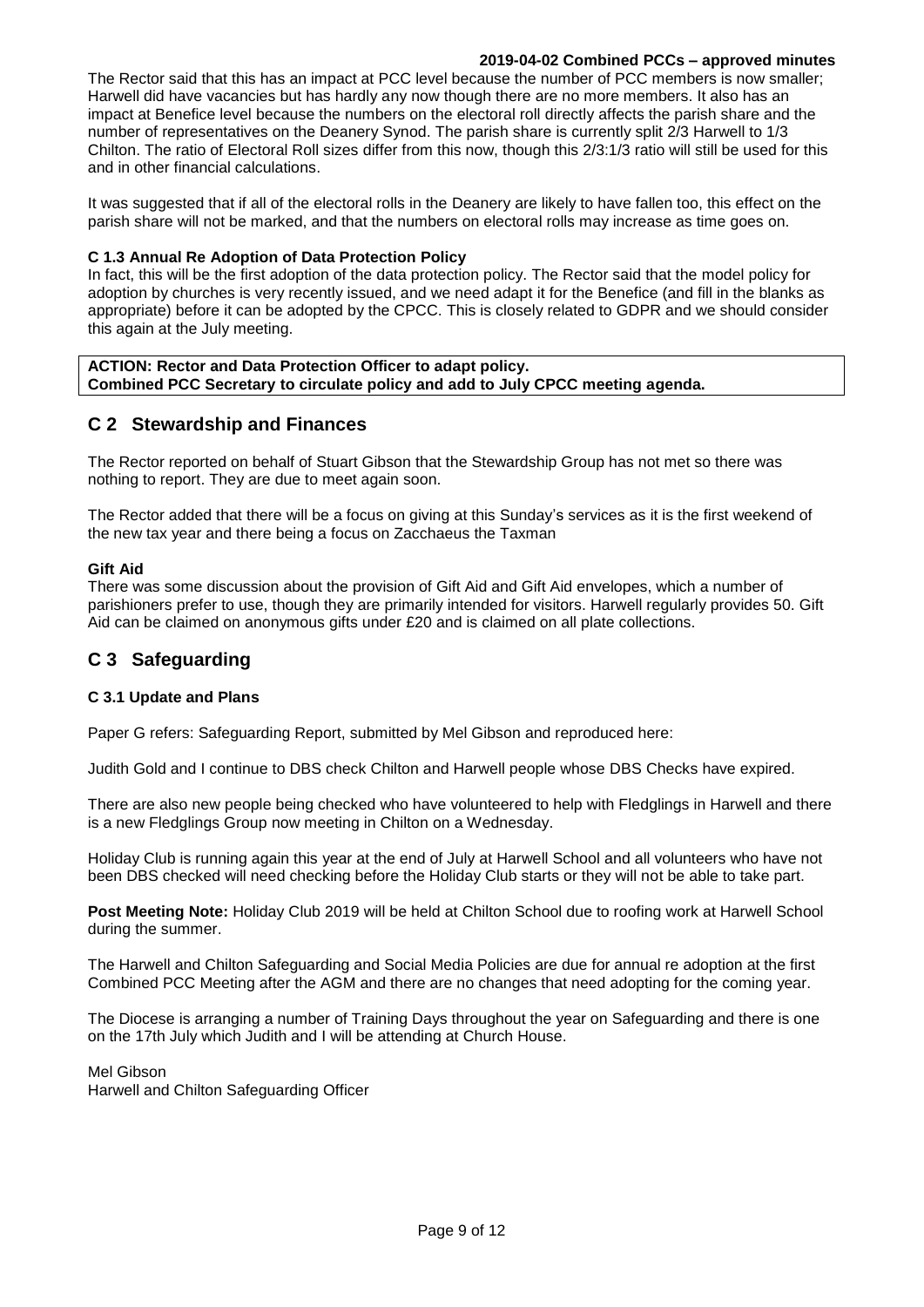The Rector said that this has an impact at PCC level because the number of PCC members is now smaller; Harwell did have vacancies but has hardly any now though there are no more members. It also has an impact at Benefice level because the numbers on the electoral roll directly affects the parish share and the number of representatives on the Deanery Synod. The parish share is currently split 2/3 Harwell to 1/3 Chilton. The ratio of Electoral Roll sizes differ from this now, though this 2/3:1/3 ratio will still be used for this and in other financial calculations.

It was suggested that if all of the electoral rolls in the Deanery are likely to have fallen too, this effect on the parish share will not be marked, and that the numbers on electoral rolls may increase as time goes on.

#### C 1.3 Annual Re Adoption of Data Protection Policy

In fact, this will be the first adoption of the data protection policy. The Rector said that the model policy for adoption by churches is very recently issued, and we need adapt it for the Benefice (and fill in the blanks as appropriate) before it can be adopted by the CPCC. This is closely related to GDPR and we should consider this again at the July meeting.

**ACTION: Rector and Data Protection Officer to adapt policy.**
**Combined PCC Secretary to circulate policy and add to July CPCC meeting agenda.**

## C 2 Stewardship and Finances

The Rector reported on behalf of Stuart Gibson that the Stewardship Group has not met so there was nothing to report. They are due to meet again soon.

The Rector added that there will be a focus on giving at this Sunday's services as it is the first weekend of the new tax year and there being a focus on Zacchaeus the Taxman

#### Gift Aid

There was some discussion about the provision of Gift Aid and Gift Aid envelopes, which a number of parishioners prefer to use, though they are primarily intended for visitors. Harwell regularly provides 50. Gift Aid can be claimed on anonymous gifts under £20 and is claimed on all plate collections.

## C 3 Safeguarding

#### C 3.1 Update and Plans

Paper G refers: Safeguarding Report, submitted by Mel Gibson and reproduced here:

Judith Gold and I continue to DBS check Chilton and Harwell people whose DBS Checks have expired.

There are also new people being checked who have volunteered to help with Fledglings in Harwell and there is a new Fledglings Group now meeting in Chilton on a Wednesday.

Holiday Club is running again this year at the end of July at Harwell School and all volunteers who have not been DBS checked will need checking before the Holiday Club starts or they will not be able to take part.

**Post Meeting Note:** Holiday Club 2019 will be held at Chilton School due to roofing work at Harwell School during the summer.

The Harwell and Chilton Safeguarding and Social Media Policies are due for annual re adoption at the first Combined PCC Meeting after the AGM and there are no changes that need adopting for the coming year.

The Diocese is arranging a number of Training Days throughout the year on Safeguarding and there is one on the 17th July which Judith and I will be attending at Church House.

Mel Gibson
Harwell and Chilton Safeguarding Officer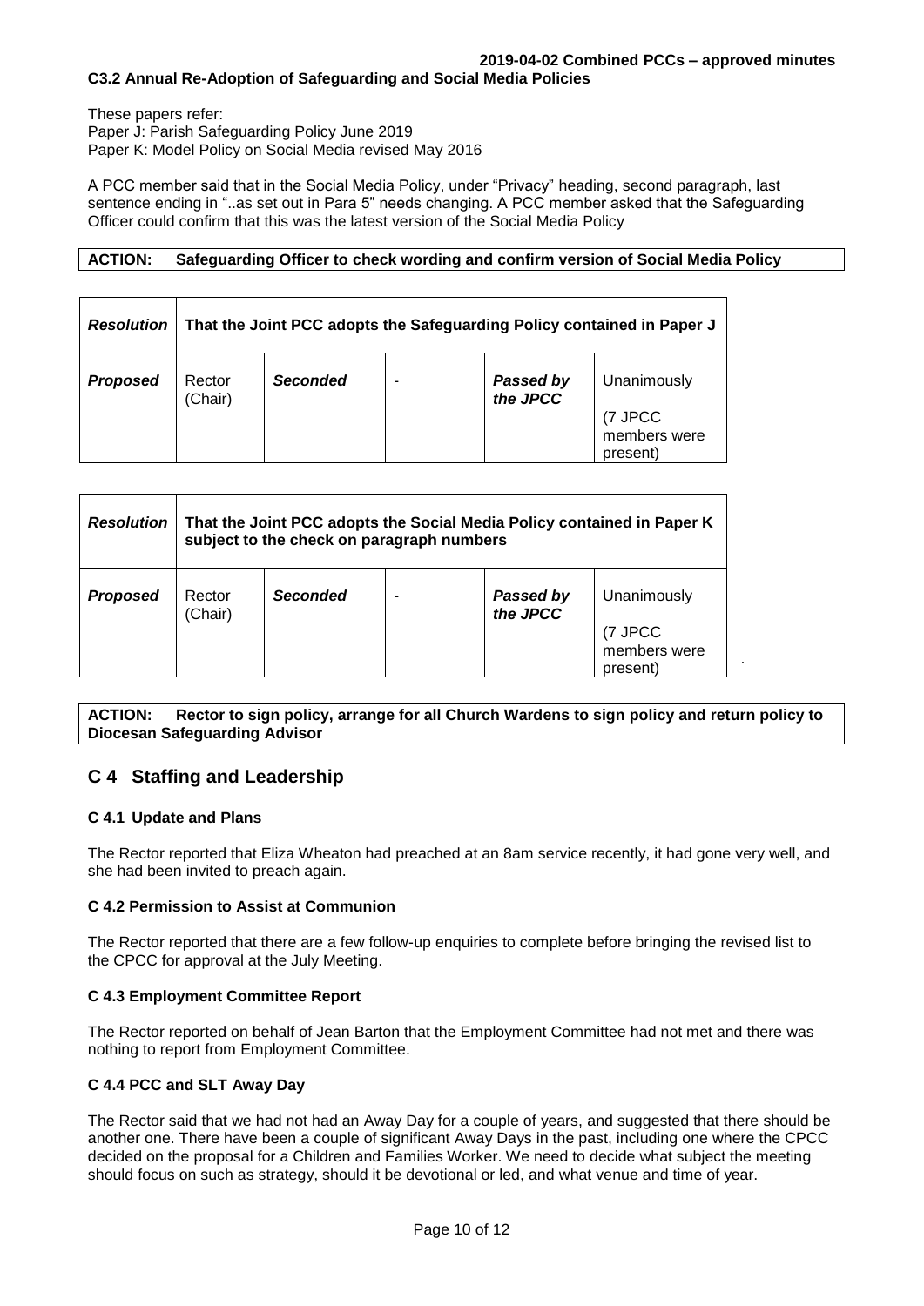**C3.2 Annual Re-Adoption of Safeguarding and Social Media Policies**

These papers refer:
Paper J: Parish Safeguarding Policy June 2019
Paper K: Model Policy on Social Media revised May 2016

A PCC member said that in the Social Media Policy, under "Privacy" heading, second paragraph, last sentence ending in "..as set out in Para 5" needs changing. A PCC member asked that the Safeguarding Officer could confirm that this was the latest version of the Social Media Policy

| **ACTION:** Safeguarding Officer to check wording and confirm version of Social Media Policy |
|---|

| ***Resolution*** | **That the Joint PCC adopts the Safeguarding Policy contained in Paper J** | | | | |
|---|---|---|---|---|---|
| ***Proposed*** | Rector (Chair) | ***Seconded*** | - | ***Passed by the JPCC*** | Unanimously (7 JPCC members were present) |

| ***Resolution*** | **That the Joint PCC adopts the Social Media Policy contained in Paper K subject to the check on paragraph numbers** | | | | |
|---|---|---|---|---|---|
| ***Proposed*** | Rector (Chair) | ***Seconded*** | - | ***Passed by the JPCC*** | Unanimously (7 JPCC members were present) |

| **ACTION:** Rector to sign policy, arrange for all Church Wardens to sign policy and return policy to Diocesan Safeguarding Advisor |
|---|

## C 4 Staffing and Leadership

### C 4.1 Update and Plans

The Rector reported that Eliza Wheaton had preached at an 8am service recently, it had gone very well, and she had been invited to preach again.

### C 4.2 Permission to Assist at Communion

The Rector reported that there are a few follow-up enquiries to complete before bringing the revised list to the CPCC for approval at the July Meeting.

### C 4.3 Employment Committee Report

The Rector reported on behalf of Jean Barton that the Employment Committee had not met and there was nothing to report from Employment Committee.

### C 4.4 PCC and SLT Away Day

The Rector said that we had not had an Away Day for a couple of years, and suggested that there should be another one. There have been a couple of significant Away Days in the past, including one where the CPCC decided on the proposal for a Children and Families Worker. We need to decide what subject the meeting should focus on such as strategy, should it be devotional or led, and what venue and time of year.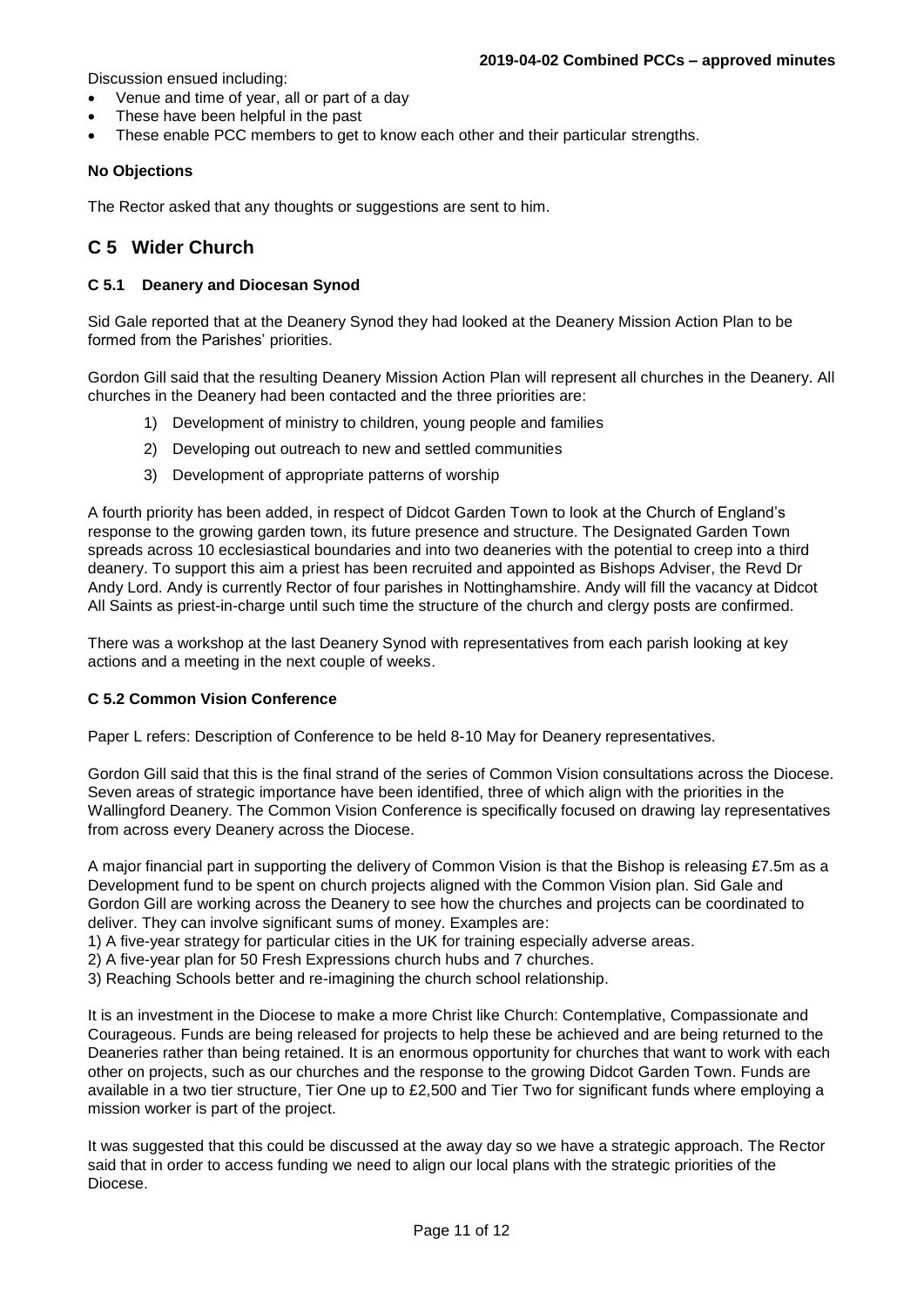Discussion ensued including:

- Venue and time of year, all or part of a day
- These have been helpful in the past
- These enable PCC members to get to know each other and their particular strengths.

**No Objections**

The Rector asked that any thoughts or suggestions are sent to him.

## C 5 Wider Church

### C 5.1 Deanery and Diocesan Synod

Sid Gale reported that at the Deanery Synod they had looked at the Deanery Mission Action Plan to be formed from the Parishes' priorities.

Gordon Gill said that the resulting Deanery Mission Action Plan will represent all churches in the Deanery. All churches in the Deanery had been contacted and the three priorities are:

1) Development of ministry to children, young people and families
2) Developing out outreach to new and settled communities
3) Development of appropriate patterns of worship

A fourth priority has been added, in respect of Didcot Garden Town to look at the Church of England's response to the growing garden town, its future presence and structure. The Designated Garden Town spreads across 10 ecclesiastical boundaries and into two deaneries with the potential to creep into a third deanery. To support this aim a priest has been recruited and appointed as Bishops Adviser, the Revd Dr Andy Lord. Andy is currently Rector of four parishes in Nottinghamshire. Andy will fill the vacancy at Didcot All Saints as priest-in-charge until such time the structure of the church and clergy posts are confirmed.

There was a workshop at the last Deanery Synod with representatives from each parish looking at key actions and a meeting in the next couple of weeks.

### C 5.2 Common Vision Conference

Paper L refers: Description of Conference to be held 8-10 May for Deanery representatives.

Gordon Gill said that this is the final strand of the series of Common Vision consultations across the Diocese. Seven areas of strategic importance have been identified, three of which align with the priorities in the Wallingford Deanery. The Common Vision Conference is specifically focused on drawing lay representatives from across every Deanery across the Diocese.

A major financial part in supporting the delivery of Common Vision is that the Bishop is releasing £7.5m as a Development fund to be spent on church projects aligned with the Common Vision plan. Sid Gale and Gordon Gill are working across the Deanery to see how the churches and projects can be coordinated to deliver. They can involve significant sums of money. Examples are:
1) A five-year strategy for particular cities in the UK for training especially adverse areas.
2) A five-year plan for 50 Fresh Expressions church hubs and 7 churches.
3) Reaching Schools better and re-imagining the church school relationship.

It is an investment in the Diocese to make a more Christ like Church: Contemplative, Compassionate and Courageous. Funds are being released for projects to help these be achieved and are being returned to the Deaneries rather than being retained. It is an enormous opportunity for churches that want to work with each other on projects, such as our churches and the response to the growing Didcot Garden Town. Funds are available in a two tier structure, Tier One up to £2,500 and Tier Two for significant funds where employing a mission worker is part of the project.

It was suggested that this could be discussed at the away day so we have a strategic approach. The Rector said that in order to access funding we need to align our local plans with the strategic priorities of the Diocese.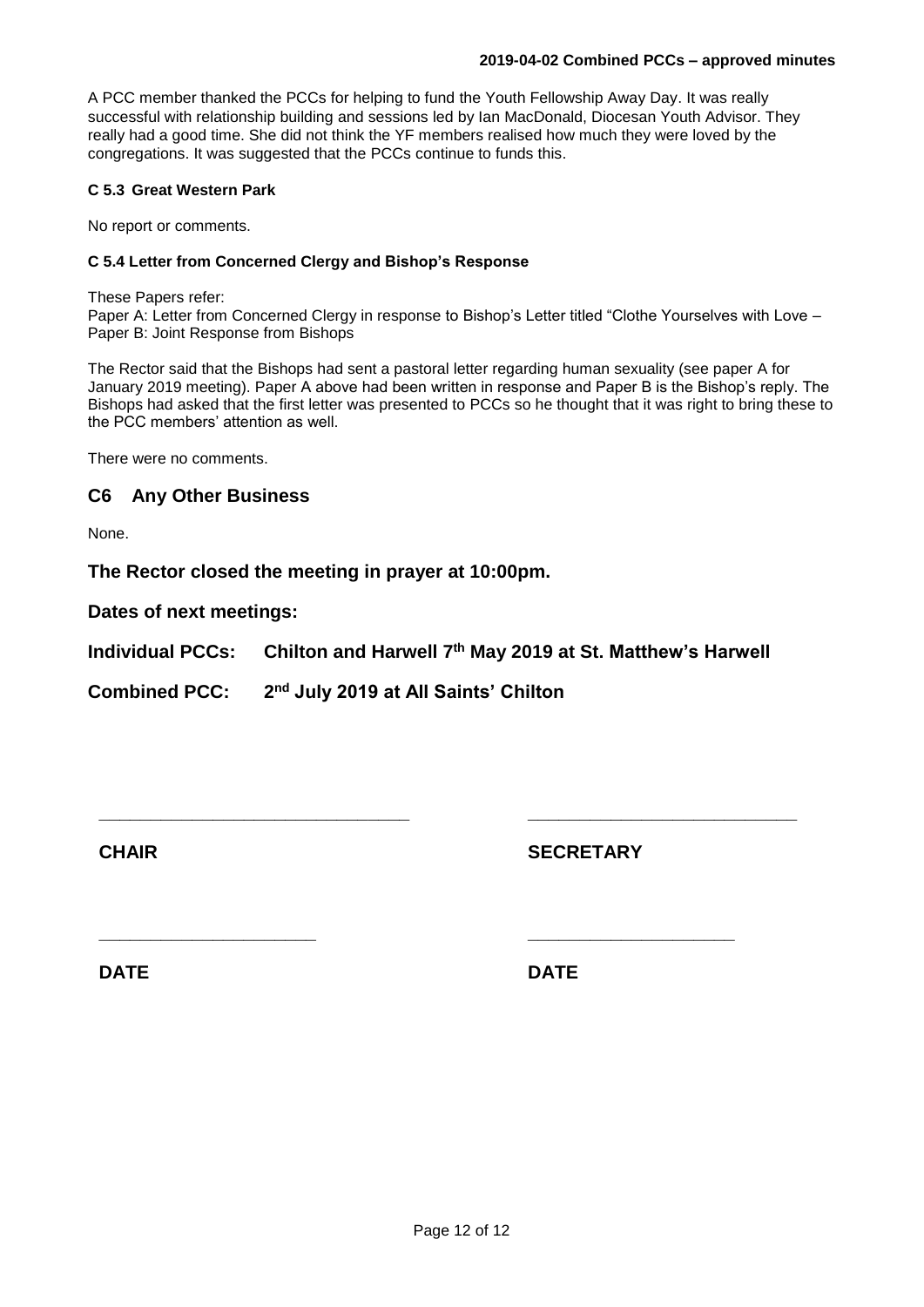A PCC member thanked the PCCs for helping to fund the Youth Fellowship Away Day. It was really successful with relationship building and sessions led by Ian MacDonald, Diocesan Youth Advisor. They really had a good time. She did not think the YF members realised how much they were loved by the congregations. It was suggested that the PCCs continue to funds this.

#### C 5.3 Great Western Park

No report or comments.

#### C 5.4 Letter from Concerned Clergy and Bishop's Response

These Papers refer:
Paper A: Letter from Concerned Clergy in response to Bishop's Letter titled "Clothe Yourselves with Love –
Paper B: Joint Response from Bishops

The Rector said that the Bishops had sent a pastoral letter regarding human sexuality (see paper A for January 2019 meeting). Paper A above had been written in response and Paper B is the Bishop's reply. The Bishops had asked that the first letter was presented to PCCs so he thought that it was right to bring these to the PCC members' attention as well.

There were no comments.

## C6 Any Other Business

None.

**The Rector closed the meeting in prayer at 10:00pm.**

**Dates of next meetings:**

**Individual PCCs: Chilton and Harwell 7th May 2019 at St. Matthew's Harwell**

**Combined PCC: 2nd July 2019 at All Saints' Chilton**

| | |
|---|---|
| ______________________________ | ______________________________ |
| **CHAIR** | **SECRETARY** |
| ______________________ | ______________________ |
| **DATE** | **DATE** |